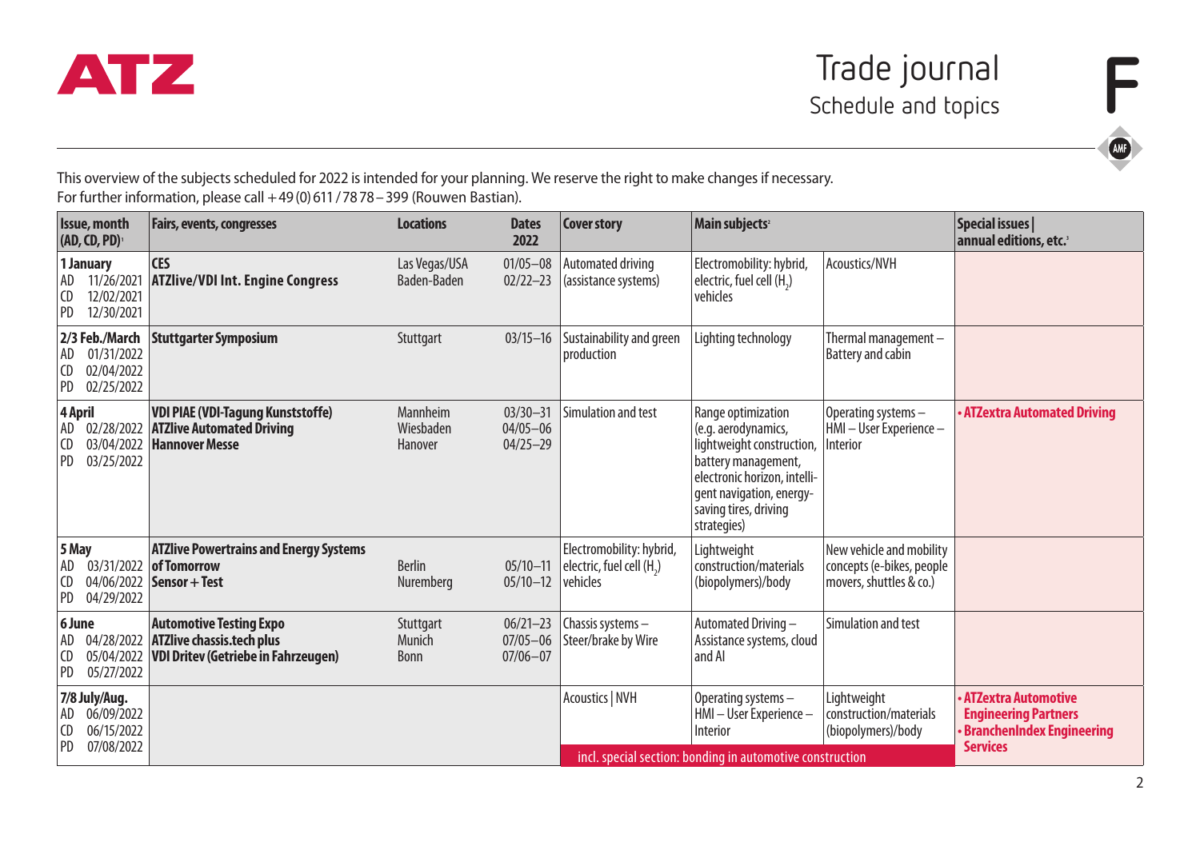ATZ

# Trade journal

## Schedule and topics

This overview of the subjects scheduled for 2022 is intended for your planning. We reserve the right to make changes if necessary.
For further information, please call +49 (0) 611 / 78 78 – 399 (Rouwen Bastian).

| Issue, month (AD, CD, PD)[1] | Fairs, events, congresses | Locations | Dates 2022 | Cover story | Main subjects[2] | | Special issues \| annual editions, etc.[3] |
|---|---|---|---|---|---|---|---|
| **1 January**<br>AD 11/26/2021<br>CD 12/02/2021<br>PD 12/30/2021 | **CES**<br>**ATZlive/VDI Int. Engine Congress** | Las Vegas/USA<br>Baden-Baden | 01/05–08<br>02/22–23 | Automated driving (assistance systems) | Electromobility: hybrid, electric, fuel cell ($H_2$) vehicles | Acoustics/NVH | |
| **2/3 Feb./March**<br>AD 01/31/2022<br>CD 02/04/2022<br>PD 02/25/2022 | **Stuttgarter Symposium** | Stuttgart | 03/15–16 | Sustainability and green production | Lighting technology | Thermal management – Battery and cabin | |
| **4 April**<br>AD 02/28/2022<br>CD 03/04/2022<br>PD 03/25/2022 | **VDI PIAE (VDI-Tagung Kunststoffe)**<br>**ATZlive Automated Driving**<br>**Hannover Messe** | Mannheim<br>Wiesbaden<br>Hanover | 03/30–31<br>04/05–06<br>04/25–29 | Simulation and test | Range optimization (e.g. aerodynamics, lightweight construction, battery management, electronic horizon, intelligent navigation, energy-saving tires, driving strategies) | Operating systems – HMI – User Experience – Interior | • **ATZextra Automated Driving** |
| **5 May**<br>AD 03/31/2022<br>CD 04/06/2022<br>PD 04/29/2022 | **ATZlive Powertrains and Energy Systems of Tomorrow**<br>**Sensor + Test** | Berlin<br>Nuremberg | 05/10–11<br>05/10–12 | Electromobility: hybrid, electric, fuel cell ($H_2$) vehicles | Lightweight construction/materials (biopolymers)/body | New vehicle and mobility concepts (e-bikes, people movers, shuttles & co.) | |
| **6 June**<br>AD 04/28/2022<br>CD 05/04/2022<br>PD 05/27/2022 | **Automotive Testing Expo**<br>**ATZlive chassis.tech plus**<br>**VDI Dritev (Getriebe in Fahrzeugen)** | Stuttgart<br>Munich<br>Bonn | 06/21–23<br>07/05–06<br>07/06–07 | Chassis systems – Steer/brake by Wire | Automated Driving – Assistance systems, cloud and AI | Simulation and test | |
| **7/8 July/Aug.**<br>AD 06/09/2022<br>CD 06/15/2022<br>PD 07/08/2022 | | | | Acoustics \| NVH<br>incl. special section: bonding in automotive construction | Operating systems – HMI – User Experience – Interior | Lightweight construction/materials (biopolymers)/body | • **ATZextra Automotive Engineering Partners**<br>• **BranchenIndex Engineering Services** |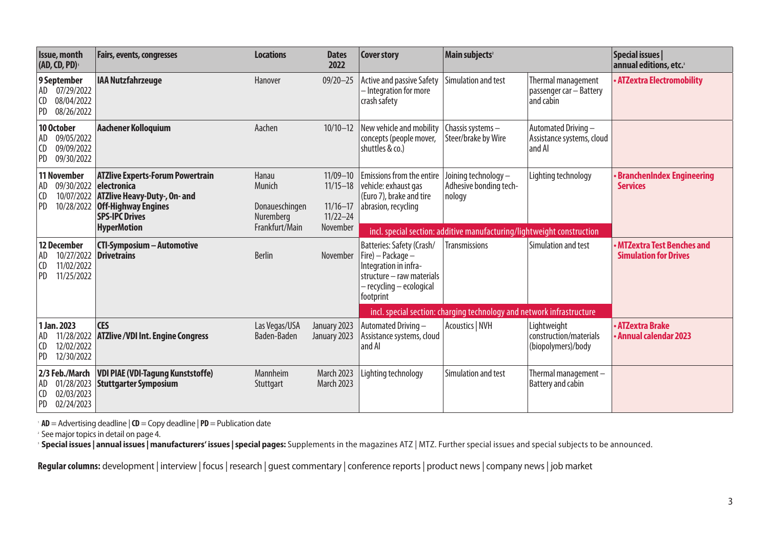| Issue, month (AD, CD, PD)[1] | Fairs, events, congresses | Locations | Dates 2022 | Cover story | Main subjects[2] | | Special issues \| annual editions, etc.[3] |
|---|---|---|---|---|---|---|---|
| **9 September** AD 07/29/2022 CD 08/04/2022 PD 08/26/2022 | **IAA Nutzfahrzeuge** | Hanover | 09/20–25 | Active and passive Safety – Integration for more crash safety | Simulation and test | Thermal management passenger car – Battery and cabin | **• ATZextra Electromobility** |
| **10 October** AD 09/05/2022 CD 09/09/2022 PD 09/30/2022 | **Aachener Kolloquium** | Aachen | 10/10–12 | New vehicle and mobility concepts (people mover, shuttles & co.) | Chassis systems – Steer/brake by Wire | Automated Driving – Assistance systems, cloud and AI | |
| **11 November** AD 09/30/2022 CD 10/07/2022 PD 10/28/2022 | **ATZlive Experts-Forum Powertrain electronica ATZlive Heavy-Duty-, On- and Off-Highway Engines SPS-IPC Drives HyperMotion** | Hanau Munich Donaueschingen Nuremberg Frankfurt/Main | 11/09–10 11/15–18 11/16–17 11/22–24 November | Emissions from the entire vehicle: exhaust gas (Euro 7), brake and tire abrasion, recycling | Joining technology – Adhesive bonding technology | Lighting technology | **• BranchenIndex Engineering Services** |
| | | | | incl. special section: additive manufacturing/lightweight construction | | | |
| **12 December** AD 10/27/2022 CD 11/02/2022 PD 11/25/2022 | **CTI-Symposium – Automotive Drivetrains** | Berlin | November | Batteries: Safety (Crash/Fire) – Package – Integration in infrastructure – raw materials – recycling – ecological footprint | Transmissions | Simulation and test | **• MTZextra Test Benches and Simulation for Drives** |
| | | | | incl. special section: charging technology and network infrastructure | | | |
| **1 Jan. 2023** AD 11/28/2022 CD 12/02/2022 PD 12/30/2022 | **CES ATZlive /VDI Int. Engine Congress** | Las Vegas/USA Baden-Baden | January 2023 January 2023 | Automated Driving – Assistance systems, cloud and AI | Acoustics \| NVH | Lightweight construction/materials (biopolymers)/body | **• ATZextra Brake • Annual calendar 2023** |
| **2/3 Feb./March** AD 01/28/2023 CD 02/03/2023 PD 02/24/2023 | **VDI PIAE (VDI-Tagung Kunststoffe) Stuttgarter Symposium** | Mannheim Stuttgart | March 2023 March 2023 | Lighting technology | Simulation and test | Thermal management – Battery and cabin | |

[1] **AD** = Advertising deadline | **CD** = Copy deadline | **PD** = Publication date

[2] See major topics in detail on page 4.

[3] **Special issues | annual issues | manufacturers' issues | special pages:** Supplements in the magazines ATZ | MTZ. Further special issues and special subjects to be announced.

**Regular columns:** development | interview | focus | research | guest commentary | conference reports | product news | company news | job market